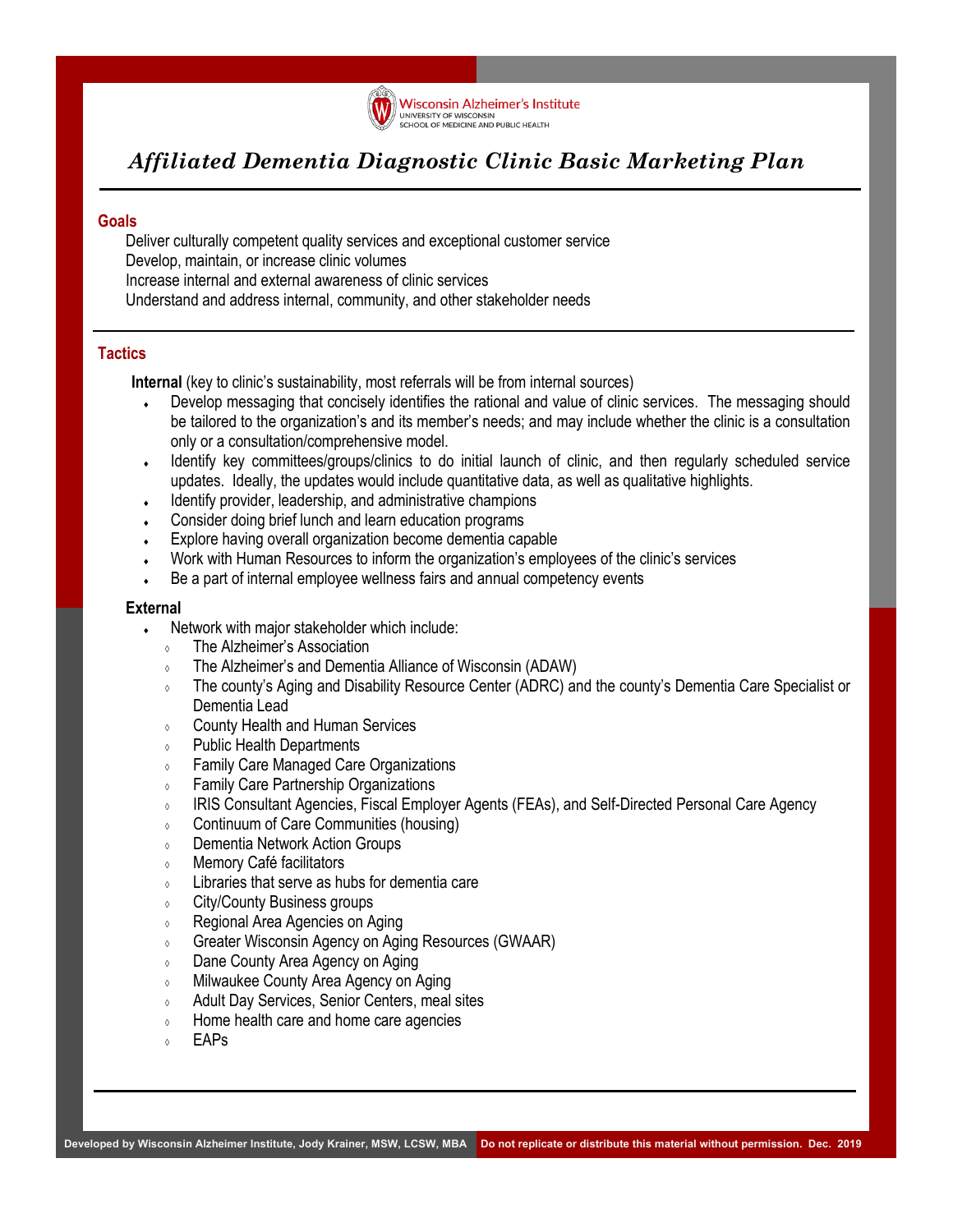Wisconsin Alzheimer's Institute
UNIVERSITY OF WISCONSIN
SCHOOL OF MEDICINE AND PUBLIC HEALTH

# *Affiliated Dementia Diagnostic Clinic Basic Marketing Plan*

## Goals

Deliver culturally competent quality services and exceptional customer service
Develop, maintain, or increase clinic volumes
Increase internal and external awareness of clinic services
Understand and address internal, community, and other stakeholder needs

## Tactics

**Internal** (key to clinic's sustainability, most referrals will be from internal sources)

- Develop messaging that concisely identifies the rational and value of clinic services. The messaging should be tailored to the organization's and its member's needs; and may include whether the clinic is a consultation only or a consultation/comprehensive model.
- Identify key committees/groups/clinics to do initial launch of clinic, and then regularly scheduled service updates. Ideally, the updates would include quantitative data, as well as qualitative highlights.
- Identify provider, leadership, and administrative champions
- Consider doing brief lunch and learn education programs
- Explore having overall organization become dementia capable
- Work with Human Resources to inform the organization's employees of the clinic's services
- Be a part of internal employee wellness fairs and annual competency events

**External**

- Network with major stakeholder which include:
  - The Alzheimer's Association
  - The Alzheimer's and Dementia Alliance of Wisconsin (ADAW)
  - The county's Aging and Disability Resource Center (ADRC) and the county's Dementia Care Specialist or Dementia Lead
  - County Health and Human Services
  - Public Health Departments
  - Family Care Managed Care Organizations
  - Family Care Partnership Organizations
  - IRIS Consultant Agencies, Fiscal Employer Agents (FEAs), and Self-Directed Personal Care Agency
  - Continuum of Care Communities (housing)
  - Dementia Network Action Groups
  - Memory Café facilitators
  - Libraries that serve as hubs for dementia care
  - City/County Business groups
  - Regional Area Agencies on Aging
  - Greater Wisconsin Agency on Aging Resources (GWAAR)
  - Dane County Area Agency on Aging
  - Milwaukee County Area Agency on Aging
  - Adult Day Services, Senior Centers, meal sites
  - Home health care and home care agencies
  - EAPs

Developed by Wisconsin Alzheimer Institute, Jody Krainer, MSW, LCSW, MBA    Do not replicate or distribute this material without permission. Dec. 2019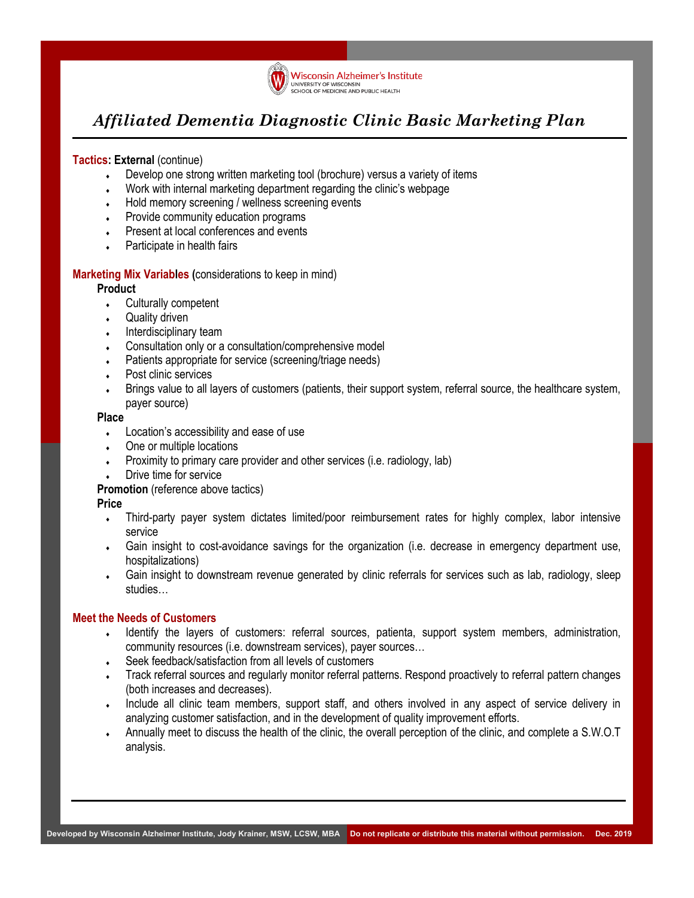Wisconsin Alzheimer's Institute
UNIVERSITY OF WISCONSIN
SCHOOL OF MEDICINE AND PUBLIC HEALTH

# *Affiliated Dementia Diagnostic Clinic Basic Marketing Plan*

**Tactics: External** (continue)

- Develop one strong written marketing tool (brochure) versus a variety of items
- Work with internal marketing department regarding the clinic's webpage
- Hold memory screening / wellness screening events
- Provide community education programs
- Present at local conferences and events
- Participate in health fairs

**Marketing Mix Variables (**considerations to keep in mind)

**Product**

- Culturally competent
- Quality driven
- Interdisciplinary team
- Consultation only or a consultation/comprehensive model
- Patients appropriate for service (screening/triage needs)
- Post clinic services
- Brings value to all layers of customers (patients, their support system, referral source, the healthcare system, payer source)

**Place**

- Location's accessibility and ease of use
- One or multiple locations
- Proximity to primary care provider and other services (i.e. radiology, lab)
- Drive time for service

**Promotion** (reference above tactics)

**Price**

- Third-party payer system dictates limited/poor reimbursement rates for highly complex, labor intensive service
- Gain insight to cost-avoidance savings for the organization (i.e. decrease in emergency department use, hospitalizations)
- Gain insight to downstream revenue generated by clinic referrals for services such as lab, radiology, sleep studies…

**Meet the Needs of Customers**

- Identify the layers of customers: referral sources, patienta, support system members, administration, community resources (i.e. downstream services), payer sources…
- Seek feedback/satisfaction from all levels of customers
- Track referral sources and regularly monitor referral patterns. Respond proactively to referral pattern changes (both increases and decreases).
- Include all clinic team members, support staff, and others involved in any aspect of service delivery in analyzing customer satisfaction, and in the development of quality improvement efforts.
- Annually meet to discuss the health of the clinic, the overall perception of the clinic, and complete a S.W.O.T analysis.

Developed by Wisconsin Alzheimer Institute, Jody Krainer, MSW, LCSW, MBA | Do not replicate or distribute this material without permission. | Dec. 2019